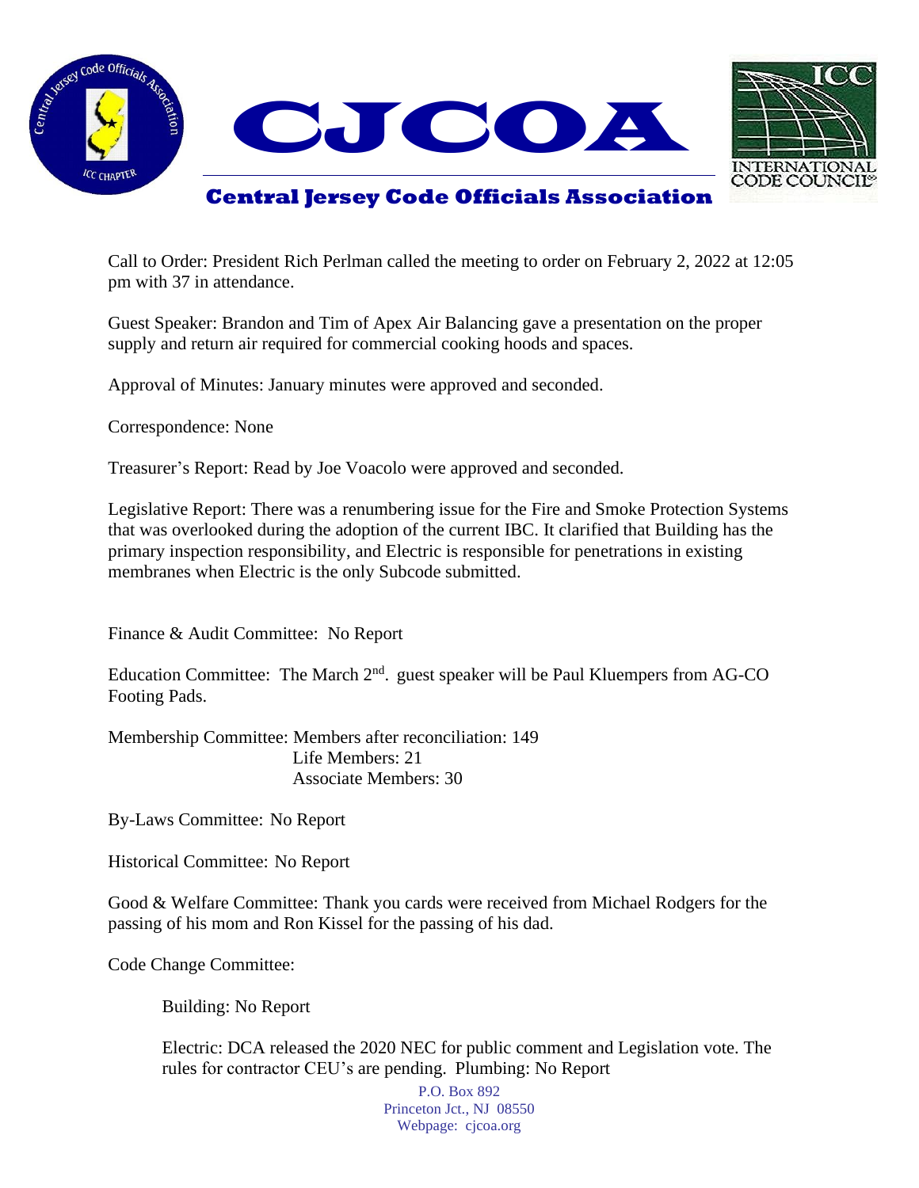# CJCOA

## Central Jersey Code Officials Association

Call to Order: President Rich Perlman called the meeting to order on February 2, 2022 at 12:05 pm with 37 in attendance.

Guest Speaker: Brandon and Tim of Apex Air Balancing gave a presentation on the proper supply and return air required for commercial cooking hoods and spaces.

Approval of Minutes: January minutes were approved and seconded.

Correspondence: None

Treasurer's Report: Read by Joe Voacolo were approved and seconded.

Legislative Report: There was a renumbering issue for the Fire and Smoke Protection Systems that was overlooked during the adoption of the current IBC. It clarified that Building has the primary inspection responsibility, and Electric is responsible for penetrations in existing membranes when Electric is the only Subcode submitted.

Finance & Audit Committee: No Report

Education Committee: The March 2nd. guest speaker will be Paul Kluempers from AG-CO Footing Pads.

Membership Committee: Members after reconciliation: 149
Life Members: 21
Associate Members: 30

By-Laws Committee: No Report

Historical Committee: No Report

Good & Welfare Committee: Thank you cards were received from Michael Rodgers for the passing of his mom and Ron Kissel for the passing of his dad.

Code Change Committee:

Building: No Report

Electric: DCA released the 2020 NEC for public comment and Legislation vote. The rules for contractor CEU's are pending. Plumbing: No Report

P.O. Box 892
Princeton Jct., NJ 08550
Webpage: cjcoa.org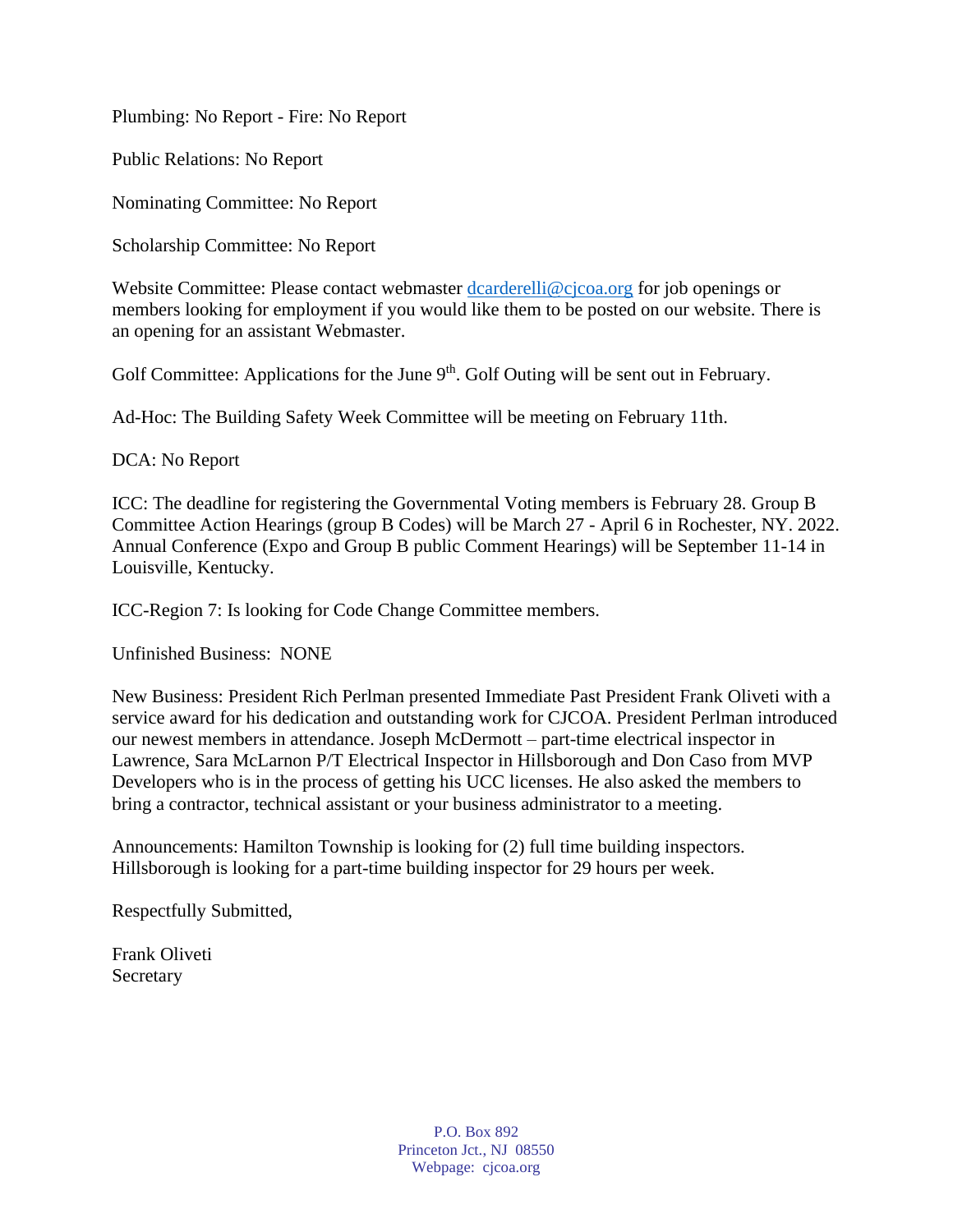Plumbing: No Report - Fire: No Report

Public Relations: No Report

Nominating Committee: No Report

Scholarship Committee: No Report

Website Committee: Please contact webmaster dcarderelli@cjcoa.org for job openings or members looking for employment if you would like them to be posted on our website. There is an opening for an assistant Webmaster.

Golf Committee: Applications for the June 9th. Golf Outing will be sent out in February.

Ad-Hoc: The Building Safety Week Committee will be meeting on February 11th.

DCA: No Report

ICC: The deadline for registering the Governmental Voting members is February 28. Group B Committee Action Hearings (group B Codes) will be March 27 - April 6 in Rochester, NY. 2022. Annual Conference (Expo and Group B public Comment Hearings) will be September 11-14 in Louisville, Kentucky.

ICC-Region 7: Is looking for Code Change Committee members.

Unfinished Business: NONE

New Business: President Rich Perlman presented Immediate Past President Frank Oliveti with a service award for his dedication and outstanding work for CJCOA. President Perlman introduced our newest members in attendance. Joseph McDermott – part-time electrical inspector in Lawrence, Sara McLarnon P/T Electrical Inspector in Hillsborough and Don Caso from MVP Developers who is in the process of getting his UCC licenses. He also asked the members to bring a contractor, technical assistant or your business administrator to a meeting.

Announcements: Hamilton Township is looking for (2) full time building inspectors. Hillsborough is looking for a part-time building inspector for 29 hours per week.

Respectfully Submitted,

Frank Oliveti
Secretary

P.O. Box 892
Princeton Jct., NJ 08550
Webpage: cjcoa.org